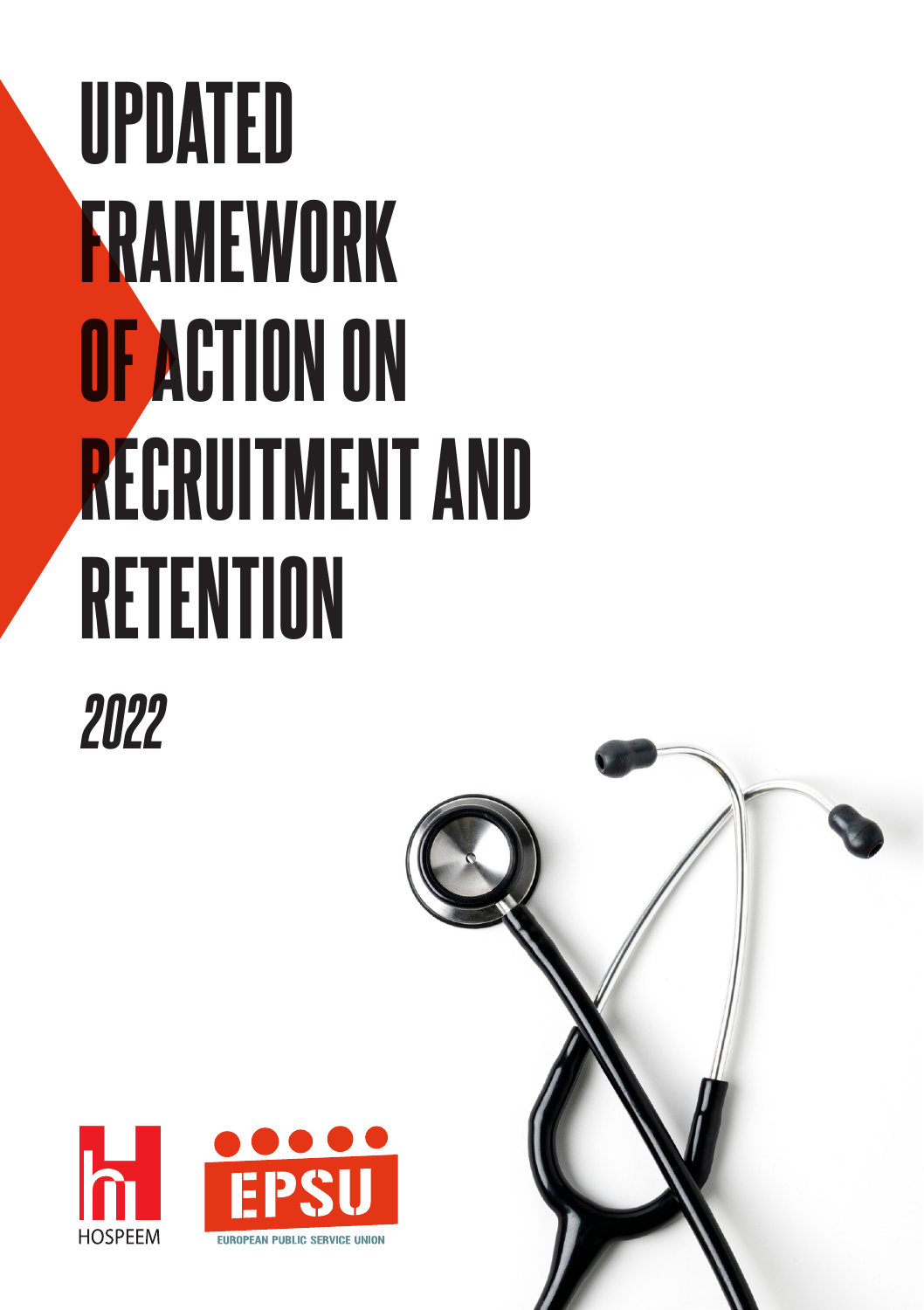# UPDATED FRAMEWORK OF ACTION ON RECRUITMENT AND RETENTION

*2022*

HOSPEEM

EPSU

EUROPEAN PUBLIC SERVICE UNION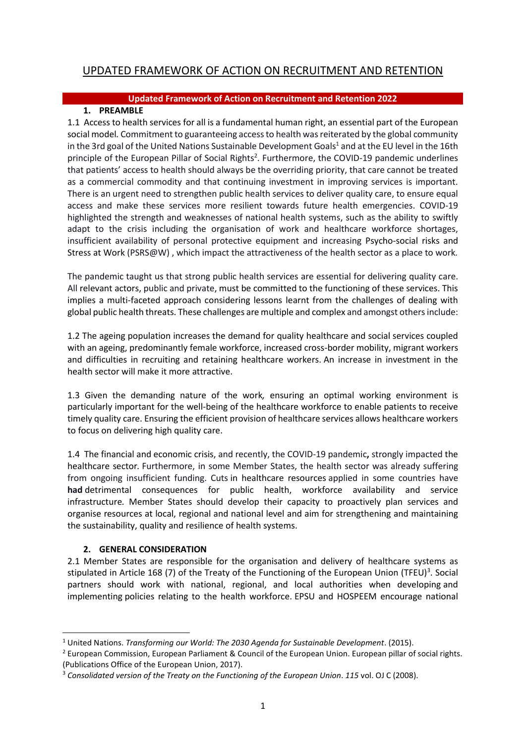# UPDATED FRAMEWORK OF ACTION ON RECRUITMENT AND RETENTION

**Updated Framework of Action on Recruitment and Retention 2022**

## 1. PREAMBLE

1.1 Access to health services for all is a fundamental human right, an essential part of the European social model. Commitment to guaranteeing access to health was reiterated by the global community in the 3rd goal of the United Nations Sustainable Development Goals[1] and at the EU level in the 16th principle of the European Pillar of Social Rights[2]. Furthermore, the COVID-19 pandemic underlines that patients' access to health should always be the overriding priority, that care cannot be treated as a commercial commodity and that continuing investment in improving services is important. There is an urgent need to strengthen public health services to deliver quality care, to ensure equal access and make these services more resilient towards future health emergencies. COVID-19 highlighted the strength and weaknesses of national health systems, such as the ability to swiftly adapt to the crisis including the organisation of work and healthcare workforce shortages, insufficient availability of personal protective equipment and increasing Psycho-social risks and Stress at Work (PSRS@W) , which impact the attractiveness of the health sector as a place to work.

The pandemic taught us that strong public health services are essential for delivering quality care. All relevant actors, public and private, must be committed to the functioning of these services. This implies a multi-faceted approach considering lessons learnt from the challenges of dealing with global public health threats. These challenges are multiple and complex and amongst others include:

1.2 The ageing population increases the demand for quality healthcare and social services coupled with an ageing, predominantly female workforce, increased cross-border mobility, migrant workers and difficulties in recruiting and retaining healthcare workers. An increase in investment in the health sector will make it more attractive.

1.3 Given the demanding nature of the work, ensuring an optimal working environment is particularly important for the well-being of the healthcare workforce to enable patients to receive timely quality care. Ensuring the efficient provision of healthcare services allows healthcare workers to focus on delivering high quality care.

1.4 The financial and economic crisis, and recently, the COVID-19 pandemic**,** strongly impacted the healthcare sector. Furthermore, in some Member States, the health sector was already suffering from ongoing insufficient funding. Cuts in healthcare resources applied in some countries have **had** detrimental consequences for public health, workforce availability and service infrastructure. Member States should develop their capacity to proactively plan services and organise resources at local, regional and national level and aim for strengthening and maintaining the sustainability, quality and resilience of health systems.

## 2. GENERAL CONSIDERATION

2.1 Member States are responsible for the organisation and delivery of healthcare systems as stipulated in Article 168 (7) of the Treaty of the Functioning of the European Union (TFEU)[3]. Social partners should work with national, regional, and local authorities when developing and implementing policies relating to the health workforce. EPSU and HOSPEEM encourage national

---

[1] United Nations. *Transforming our World: The 2030 Agenda for Sustainable Development*. (2015).

[2] European Commission, European Parliament & Council of the European Union. European pillar of social rights. (Publications Office of the European Union, 2017).

[3] *Consolidated version of the Treaty on the Functioning of the European Union*. *115* vol. OJ C (2008).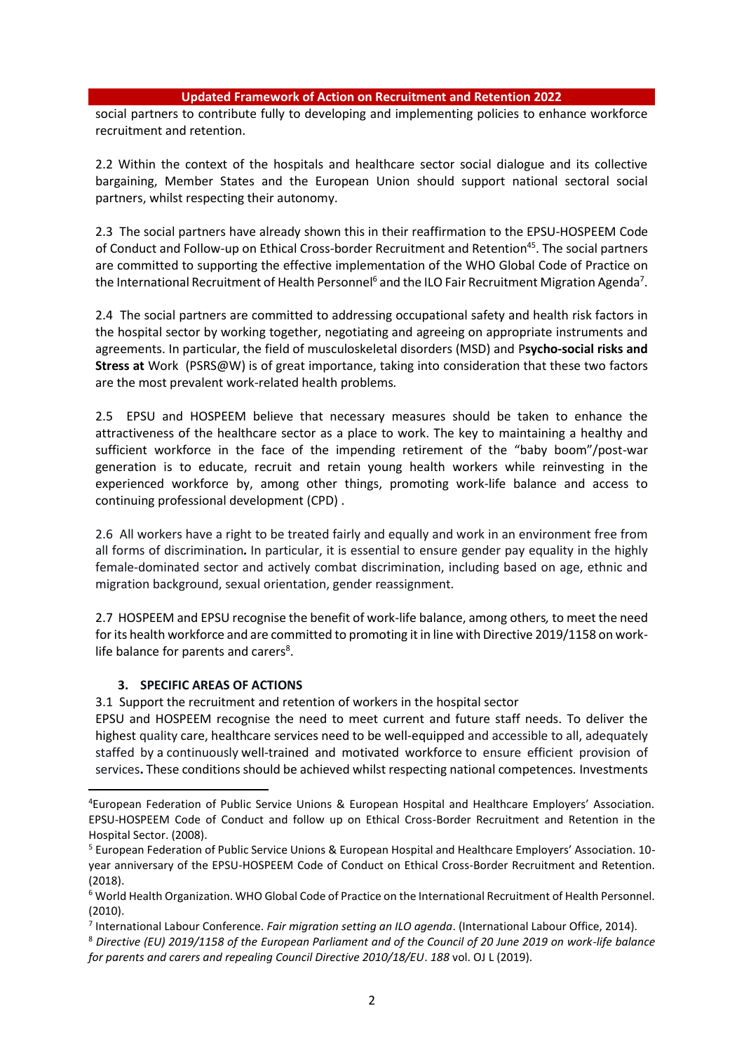social partners to contribute fully to developing and implementing policies to enhance workforce recruitment and retention.

2.2 Within the context of the hospitals and healthcare sector social dialogue and its collective bargaining, Member States and the European Union should support national sectoral social partners, whilst respecting their autonomy.

2.3 The social partners have already shown this in their reaffirmation to the EPSU-HOSPEEM Code of Conduct and Follow-up on Ethical Cross-border Recruitment and Retention[45]. The social partners are committed to supporting the effective implementation of the WHO Global Code of Practice on the International Recruitment of Health Personnel[6] and the ILO Fair Recruitment Migration Agenda[7].

2.4 The social partners are committed to addressing occupational safety and health risk factors in the hospital sector by working together, negotiating and agreeing on appropriate instruments and agreements. In particular, the field of musculoskeletal disorders (MSD) and P**sycho-social risks and Stress at** Work (PSRS@W) is of great importance, taking into consideration that these two factors are the most prevalent work-related health problems.

2.5 EPSU and HOSPEEM believe that necessary measures should be taken to enhance the attractiveness of the healthcare sector as a place to work. The key to maintaining a healthy and sufficient workforce in the face of the impending retirement of the "baby boom"/post-war generation is to educate, recruit and retain young health workers while reinvesting in the experienced workforce by, among other things, promoting work-life balance and access to continuing professional development (CPD) .

2.6 All workers have a right to be treated fairly and equally and work in an environment free from all forms of discrimination**.** In particular, it is essential to ensure gender pay equality in the highly female-dominated sector and actively combat discrimination, including based on age, ethnic and migration background, sexual orientation, gender reassignment.

2.7 HOSPEEM and EPSU recognise the benefit of work-life balance, among others, to meet the need for its health workforce and are committed to promoting it in line with Directive 2019/1158 on work-life balance for parents and carers[8].

## 3. SPECIFIC AREAS OF ACTIONS

3.1 Support the recruitment and retention of workers in the hospital sector

EPSU and HOSPEEM recognise the need to meet current and future staff needs. To deliver the highest quality care, healthcare services need to be well-equipped and accessible to all, adequately staffed by a continuously well-trained and motivated workforce to ensure efficient provision of services**.** These conditions should be achieved whilst respecting national competences. Investments

---

[4] European Federation of Public Service Unions & European Hospital and Healthcare Employers' Association. EPSU-HOSPEEM Code of Conduct and follow up on Ethical Cross-Border Recruitment and Retention in the Hospital Sector. (2008).

[5] European Federation of Public Service Unions & European Hospital and Healthcare Employers' Association. 10-year anniversary of the EPSU-HOSPEEM Code of Conduct on Ethical Cross-Border Recruitment and Retention. (2018).

[6] World Health Organization. WHO Global Code of Practice on the International Recruitment of Health Personnel. (2010).

[7] International Labour Conference. *Fair migration setting an ILO agenda*. (International Labour Office, 2014).

[8] *Directive (EU) 2019/1158 of the European Parliament and of the Council of 20 June 2019 on work-life balance for parents and carers and repealing Council Directive 2010/18/EU*. *188* vol. OJ L (2019).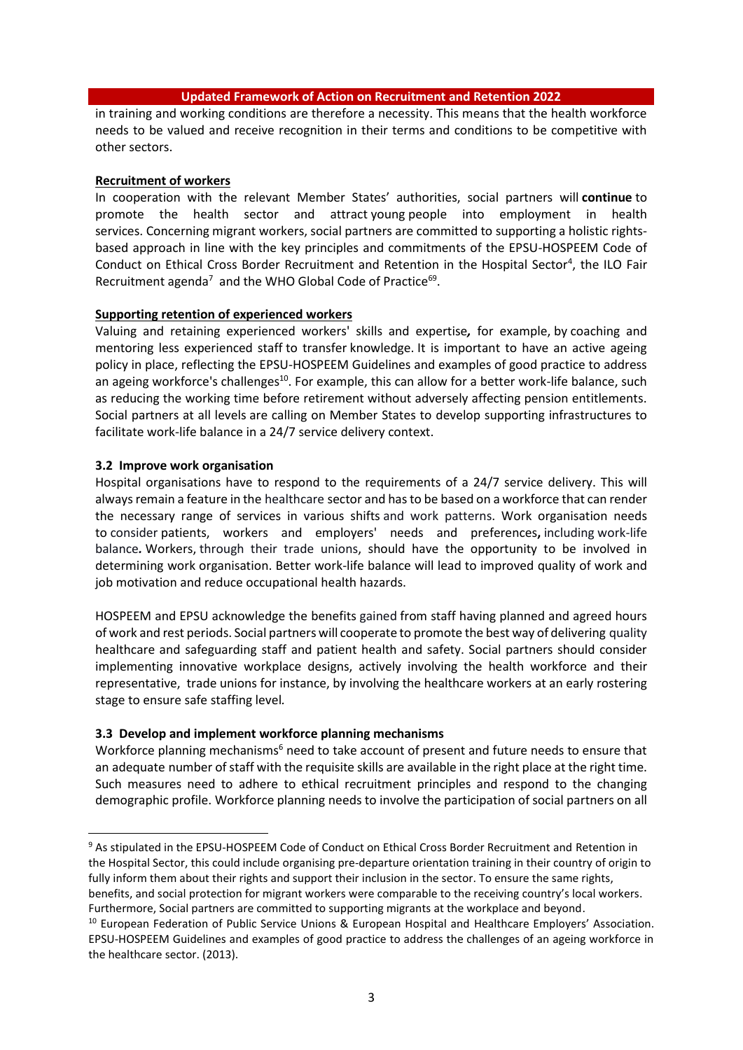in training and working conditions are therefore a necessity. This means that the health workforce needs to be valued and receive recognition in their terms and conditions to be competitive with other sectors.

**Recruitment of workers**

In cooperation with the relevant Member States' authorities, social partners will **continue** to promote the health sector and attract young people into employment in health services. Concerning migrant workers, social partners are committed to supporting a holistic rights-based approach in line with the key principles and commitments of the EPSU-HOSPEEM Code of Conduct on Ethical Cross Border Recruitment and Retention in the Hospital Sector[4], the ILO Fair Recruitment agenda[7] and the WHO Global Code of Practice[69].

**Supporting retention of experienced workers**

Valuing and retaining experienced workers' skills and expertise, for example, by coaching and mentoring less experienced staff to transfer knowledge. It is important to have an active ageing policy in place, reflecting the EPSU-HOSPEEM Guidelines and examples of good practice to address an ageing workforce's challenges[10]. For example, this can allow for a better work-life balance, such as reducing the working time before retirement without adversely affecting pension entitlements. Social partners at all levels are calling on Member States to develop supporting infrastructures to facilitate work-life balance in a 24/7 service delivery context.

### 3.2 Improve work organisation

Hospital organisations have to respond to the requirements of a 24/7 service delivery. This will always remain a feature in the healthcare sector and has to be based on a workforce that can render the necessary range of services in various shifts and work patterns. Work organisation needs to consider patients, workers and employers' needs and preferences, including work-life balance. Workers, through their trade unions, should have the opportunity to be involved in determining work organisation. Better work-life balance will lead to improved quality of work and job motivation and reduce occupational health hazards.

HOSPEEM and EPSU acknowledge the benefits gained from staff having planned and agreed hours of work and rest periods. Social partners will cooperate to promote the best way of delivering quality healthcare and safeguarding staff and patient health and safety. Social partners should consider implementing innovative workplace designs, actively involving the health workforce and their representative, trade unions for instance, by involving the healthcare workers at an early rostering stage to ensure safe staffing level.

### 3.3 Develop and implement workforce planning mechanisms

Workforce planning mechanisms[6] need to take account of present and future needs to ensure that an adequate number of staff with the requisite skills are available in the right place at the right time. Such measures need to adhere to ethical recruitment principles and respond to the changing demographic profile. Workforce planning needs to involve the participation of social partners on all

---

[9] As stipulated in the EPSU-HOSPEEM Code of Conduct on Ethical Cross Border Recruitment and Retention in the Hospital Sector, this could include organising pre-departure orientation training in their country of origin to fully inform them about their rights and support their inclusion in the sector. To ensure the same rights, benefits, and social protection for migrant workers were comparable to the receiving country's local workers. Furthermore, Social partners are committed to supporting migrants at the workplace and beyond.

[10] European Federation of Public Service Unions & European Hospital and Healthcare Employers' Association. EPSU-HOSPEEM Guidelines and examples of good practice to address the challenges of an ageing workforce in the healthcare sector. (2013).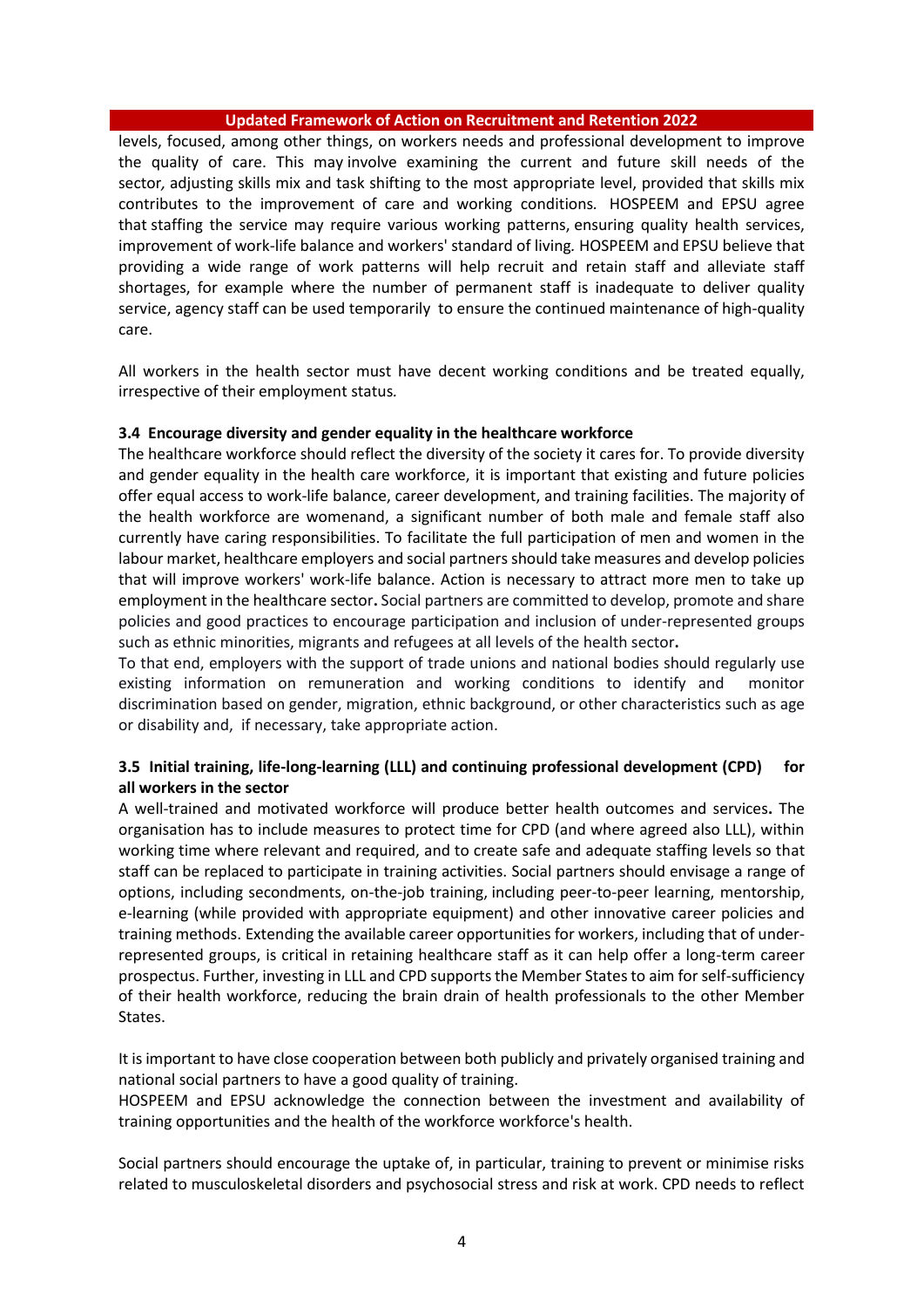levels, focused, among other things, on workers needs and professional development to improve the quality of care. This may involve examining the current and future skill needs of the sector, adjusting skills mix and task shifting to the most appropriate level, provided that skills mix contributes to the improvement of care and working conditions. HOSPEEM and EPSU agree that staffing the service may require various working patterns, ensuring quality health services, improvement of work-life balance and workers' standard of living. HOSPEEM and EPSU believe that providing a wide range of work patterns will help recruit and retain staff and alleviate staff shortages, for example where the number of permanent staff is inadequate to deliver quality service, agency staff can be used temporarily to ensure the continued maintenance of high-quality care.

All workers in the health sector must have decent working conditions and be treated equally, irrespective of their employment status.

### 3.4 Encourage diversity and gender equality in the healthcare workforce

The healthcare workforce should reflect the diversity of the society it cares for. To provide diversity and gender equality in the health care workforce, it is important that existing and future policies offer equal access to work-life balance, career development, and training facilities. The majority of the health workforce are womenand, a significant number of both male and female staff also currently have caring responsibilities. To facilitate the full participation of men and women in the labour market, healthcare employers and social partners should take measures and develop policies that will improve workers' work-life balance. Action is necessary to attract more men to take up employment in the healthcare sector**.** Social partners are committed to develop, promote and share policies and good practices to encourage participation and inclusion of under-represented groups such as ethnic minorities, migrants and refugees at all levels of the health sector**.**

To that end, employers with the support of trade unions and national bodies should regularly use existing information on remuneration and working conditions to identify and monitor discrimination based on gender, migration, ethnic background, or other characteristics such as age or disability and, if necessary, take appropriate action.

### 3.5 Initial training, life-long-learning (LLL) and continuing professional development (CPD) for all workers in the sector

A well-trained and motivated workforce will produce better health outcomes and services**.** The organisation has to include measures to protect time for CPD (and where agreed also LLL), within working time where relevant and required, and to create safe and adequate staffing levels so that staff can be replaced to participate in training activities. Social partners should envisage a range of options, including secondments, on-the-job training, including peer-to-peer learning, mentorship, e-learning (while provided with appropriate equipment) and other innovative career policies and training methods. Extending the available career opportunities for workers, including that of under-represented groups, is critical in retaining healthcare staff as it can help offer a long-term career prospectus. Further, investing in LLL and CPD supports the Member States to aim for self-sufficiency of their health workforce, reducing the brain drain of health professionals to the other Member States.

It is important to have close cooperation between both publicly and privately organised training and national social partners to have a good quality of training.

HOSPEEM and EPSU acknowledge the connection between the investment and availability of training opportunities and the health of the workforce workforce's health.

Social partners should encourage the uptake of, in particular, training to prevent or minimise risks related to musculoskeletal disorders and psychosocial stress and risk at work. CPD needs to reflect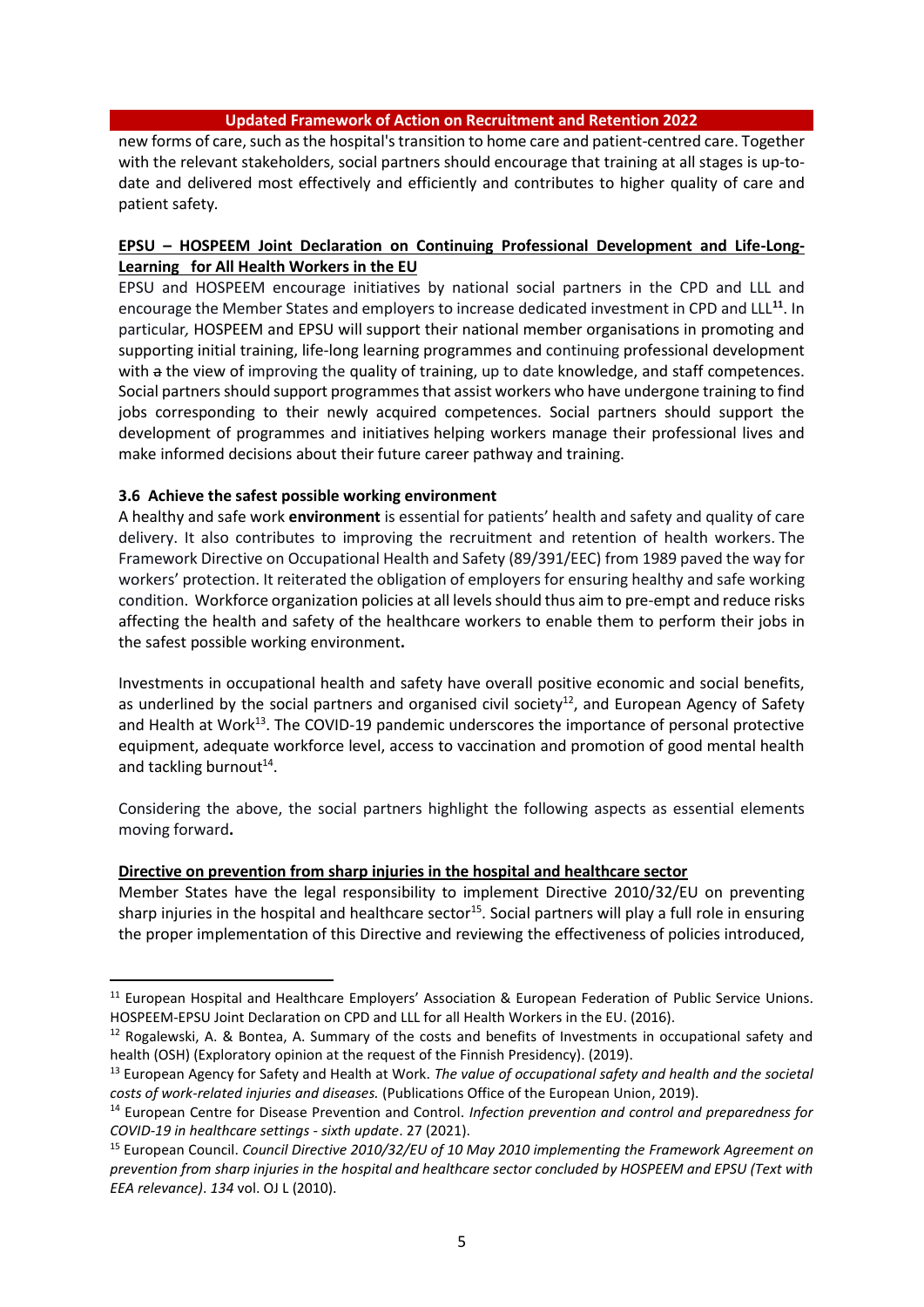new forms of care, such as the hospital's transition to home care and patient-centred care. Together with the relevant stakeholders, social partners should encourage that training at all stages is up-to-date and delivered most effectively and efficiently and contributes to higher quality of care and patient safety.

**EPSU – HOSPEEM Joint Declaration on Continuing Professional Development and Life-Long-Learning for All Health Workers in the EU**

EPSU and HOSPEEM encourage initiatives by national social partners in the CPD and LLL and encourage the Member States and employers to increase dedicated investment in CPD and LLL[11]. In particular, HOSPEEM and EPSU will support their national member organisations in promoting and supporting initial training, life-long learning programmes and continuing professional development with ~~a~~ the view of improving the quality of training, up to date knowledge, and staff competences. Social partners should support programmes that assist workers who have undergone training to find jobs corresponding to their newly acquired competences. Social partners should support the development of programmes and initiatives helping workers manage their professional lives and make informed decisions about their future career pathway and training.

### 3.6 Achieve the safest possible working environment

A healthy and safe work **environment** is essential for patients' health and safety and quality of care delivery. It also contributes to improving the recruitment and retention of health workers. The Framework Directive on Occupational Health and Safety (89/391/EEC) from 1989 paved the way for workers' protection. It reiterated the obligation of employers for ensuring healthy and safe working condition. Workforce organization policies at all levels should thus aim to pre-empt and reduce risks affecting the health and safety of the healthcare workers to enable them to perform their jobs in the safest possible working environment**.**

Investments in occupational health and safety have overall positive economic and social benefits, as underlined by the social partners and organised civil society[12], and European Agency of Safety and Health at Work[13]. The COVID-19 pandemic underscores the importance of personal protective equipment, adequate workforce level, access to vaccination and promotion of good mental health and tackling burnout[14].

Considering the above, the social partners highlight the following aspects as essential elements moving forward**.**

**Directive on prevention from sharp injuries in the hospital and healthcare sector**

Member States have the legal responsibility to implement Directive 2010/32/EU on preventing sharp injuries in the hospital and healthcare sector[15]. Social partners will play a full role in ensuring the proper implementation of this Directive and reviewing the effectiveness of policies introduced,

---

[11] European Hospital and Healthcare Employers' Association & European Federation of Public Service Unions. HOSPEEM-EPSU Joint Declaration on CPD and LLL for all Health Workers in the EU. (2016).

[12] Rogalewski, A. & Bontea, A. Summary of the costs and benefits of Investments in occupational safety and health (OSH) (Exploratory opinion at the request of the Finnish Presidency). (2019).

[13] European Agency for Safety and Health at Work. *The value of occupational safety and health and the societal costs of work-related injuries and diseases.* (Publications Office of the European Union, 2019).

[14] European Centre for Disease Prevention and Control. *Infection prevention and control and preparedness for COVID-19 in healthcare settings - sixth update*. 27 (2021).

[15] European Council. *Council Directive 2010/32/EU of 10 May 2010 implementing the Framework Agreement on prevention from sharp injuries in the hospital and healthcare sector concluded by HOSPEEM and EPSU (Text with EEA relevance)*. *134* vol. OJ L (2010).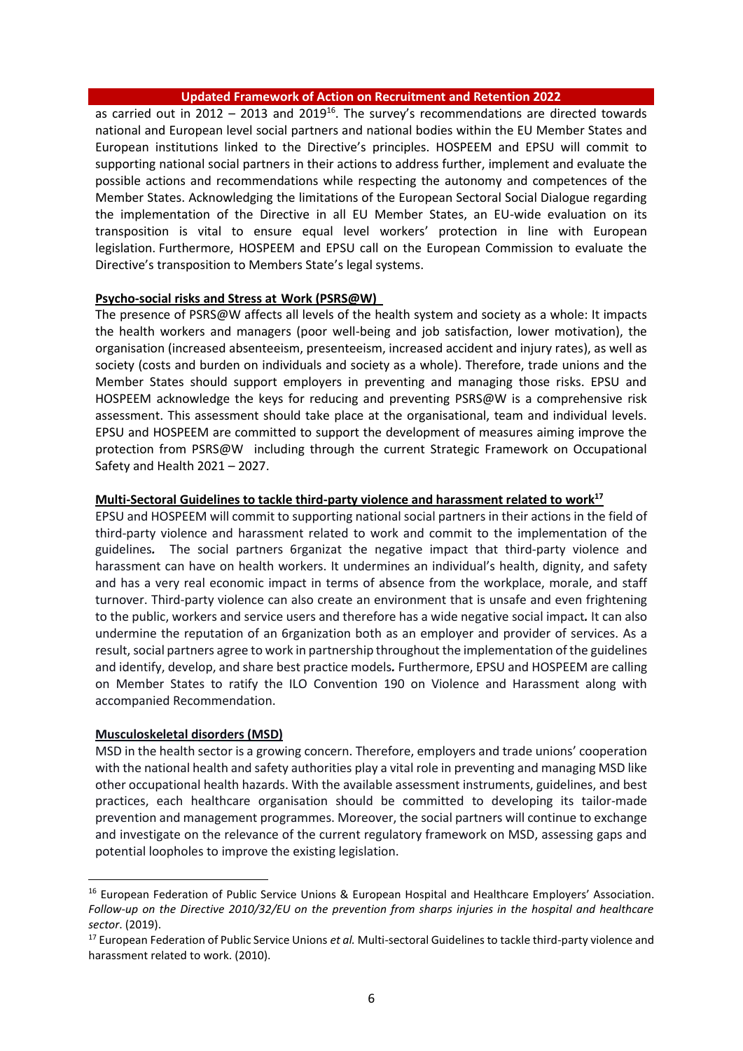as carried out in 2012 – 2013 and 2019[16]. The survey's recommendations are directed towards national and European level social partners and national bodies within the EU Member States and European institutions linked to the Directive's principles. HOSPEEM and EPSU will commit to supporting national social partners in their actions to address further, implement and evaluate the possible actions and recommendations while respecting the autonomy and competences of the Member States. Acknowledging the limitations of the European Sectoral Social Dialogue regarding the implementation of the Directive in all EU Member States, an EU-wide evaluation on its transposition is vital to ensure equal level workers' protection in line with European legislation. Furthermore, HOSPEEM and EPSU call on the European Commission to evaluate the Directive's transposition to Members State's legal systems.

**Psycho-social risks and Stress at Work (PSRS@W)**

The presence of PSRS@W affects all levels of the health system and society as a whole: It impacts the health workers and managers (poor well-being and job satisfaction, lower motivation), the organisation (increased absenteeism, presenteeism, increased accident and injury rates), as well as society (costs and burden on individuals and society as a whole). Therefore, trade unions and the Member States should support employers in preventing and managing those risks. EPSU and HOSPEEM acknowledge the keys for reducing and preventing PSRS@W is a comprehensive risk assessment. This assessment should take place at the organisational, team and individual levels. EPSU and HOSPEEM are committed to support the development of measures aiming improve the protection from PSRS@W including through the current Strategic Framework on Occupational Safety and Health 2021 – 2027.

**Multi-Sectoral Guidelines to tackle third-party violence and harassment related to work[17]**

EPSU and HOSPEEM will commit to supporting national social partners in their actions in the field of third-party violence and harassment related to work and commit to the implementation of the guidelines*.* The social partners 6rganizat the negative impact that third-party violence and harassment can have on health workers. It undermines an individual's health, dignity, and safety and has a very real economic impact in terms of absence from the workplace, morale, and staff turnover. Third-party violence can also create an environment that is unsafe and even frightening to the public, workers and service users and therefore has a wide negative social impact*.* It can also undermine the reputation of an 6rganization both as an employer and provider of services. As a result, social partners agree to work in partnership throughout the implementation of the guidelines and identify, develop, and share best practice models*.* Furthermore, EPSU and HOSPEEM are calling on Member States to ratify the ILO Convention 190 on Violence and Harassment along with accompanied Recommendation.

**Musculoskeletal disorders (MSD)**

MSD in the health sector is a growing concern. Therefore, employers and trade unions' cooperation with the national health and safety authorities play a vital role in preventing and managing MSD like other occupational health hazards. With the available assessment instruments, guidelines, and best practices, each healthcare organisation should be committed to developing its tailor-made prevention and management programmes. Moreover, the social partners will continue to exchange and investigate on the relevance of the current regulatory framework on MSD, assessing gaps and potential loopholes to improve the existing legislation.

---

[16] European Federation of Public Service Unions & European Hospital and Healthcare Employers' Association. *Follow-up on the Directive 2010/32/EU on the prevention from sharps injuries in the hospital and healthcare sector*. (2019).

[17] European Federation of Public Service Unions *et al.* Multi-sectoral Guidelines to tackle third-party violence and harassment related to work. (2010).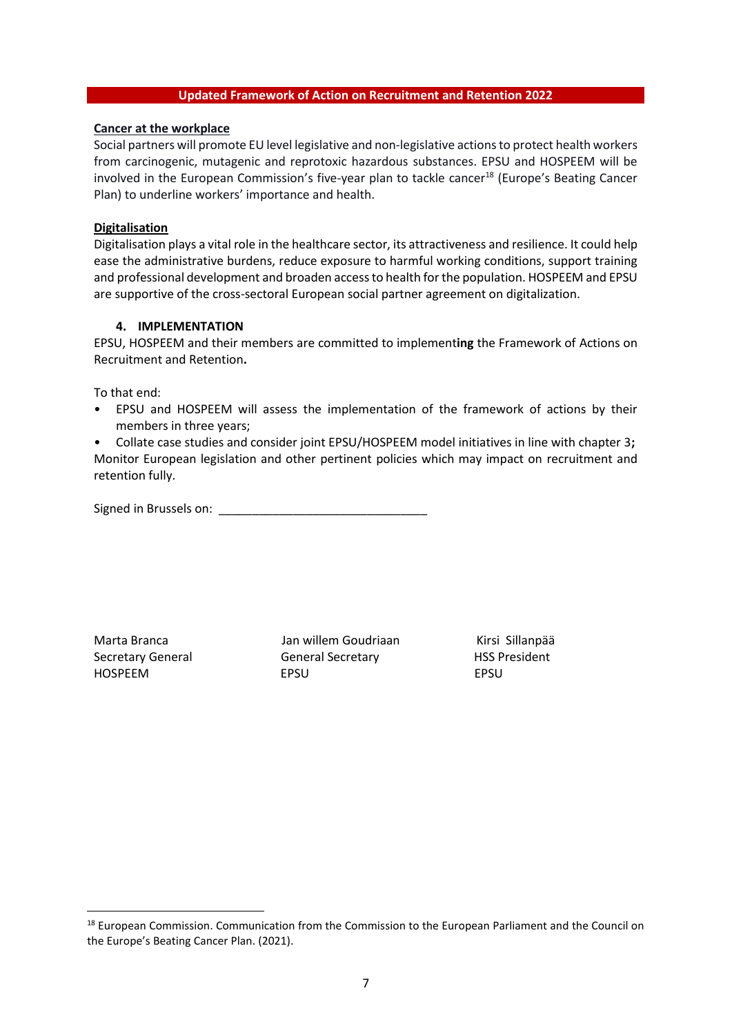**Cancer at the workplace**

Social partners will promote EU level legislative and non-legislative actions to protect health workers from carcinogenic, mutagenic and reprotoxic hazardous substances. EPSU and HOSPEEM will be involved in the European Commission's five-year plan to tackle cancer[18] (Europe's Beating Cancer Plan) to underline workers' importance and health.

**Digitalisation**

Digitalisation plays a vital role in the healthcare sector, its attractiveness and resilience. It could help ease the administrative burdens, reduce exposure to harmful working conditions, support training and professional development and broaden access to health for the population. HOSPEEM and EPSU are supportive of the cross-sectoral European social partner agreement on digitalization.

## 4. IMPLEMENTATION

EPSU, HOSPEEM and their members are committed to implement**ing** the Framework of Actions on Recruitment and Retention**.**

To that end:

- EPSU and HOSPEEM will assess the implementation of the framework of actions by their members in three years;
- Collate case studies and consider joint EPSU/HOSPEEM model initiatives in line with chapter 3**;**

Monitor European legislation and other pertinent policies which may impact on recruitment and retention fully.

Signed in Brussels on: ______________________________

| | | |
|---|---|---|
| Marta Branca | Jan willem Goudriaan | Kirsi Sillanpää |
| Secretary General | General Secretary | HSS President |
| HOSPEEM | EPSU | EPSU |

[18] European Commission. Communication from the Commission to the European Parliament and the Council on the Europe's Beating Cancer Plan. (2021).